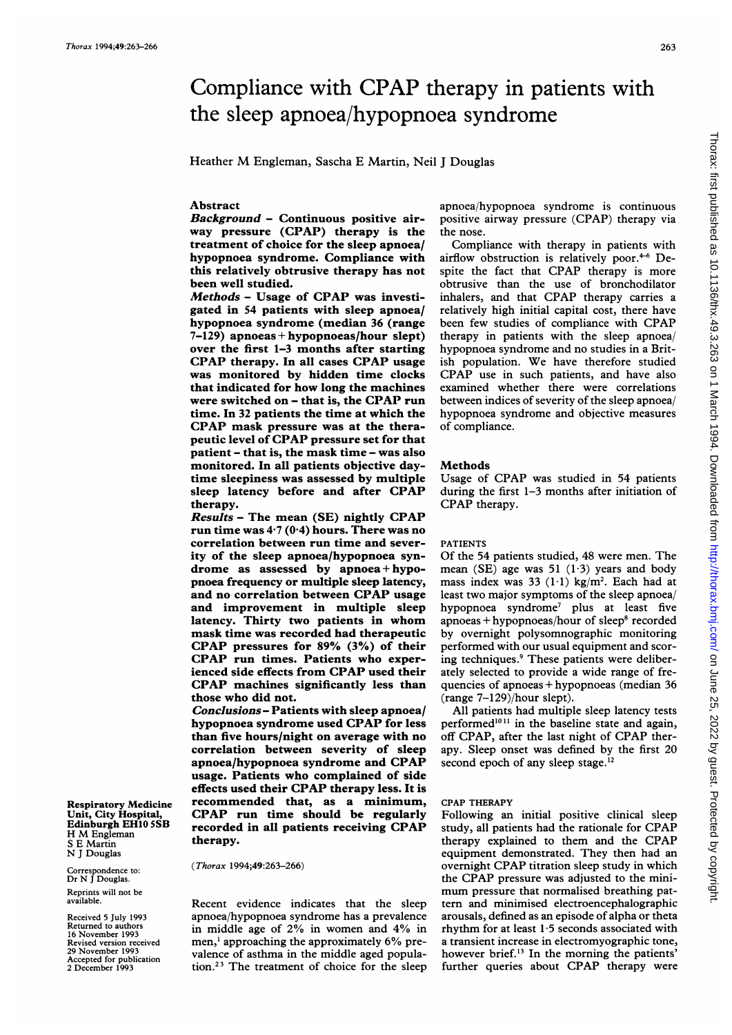# Compliance with CPAP therapy in patients with the sleep apnoea/hypopnoea syndrome

Heather M Engleman, Sascha E Martin, Neil J Douglas

## Abstract

***Background*** – **Continuous positive airway pressure (CPAP) therapy is the treatment of choice for the sleep apnoea/hypopnoea syndrome. Compliance with this relatively obtrusive therapy has not been well studied.**

***Methods*** – **Usage of CPAP was investigated in 54 patients with sleep apnoea/hypopnoea syndrome (median 36 (range 7–129) apnoeas + hypopnoeas/hour slept) over the first 1–3 months after starting CPAP therapy. In all cases CPAP usage was monitored by hidden time clocks that indicated for how long the machines were switched on – that is, the CPAP run time. In 32 patients the time at which the CPAP mask pressure was at the therapeutic level of CPAP pressure set for that patient – that is, the mask time – was also monitored. In all patients objective daytime sleepiness was assessed by multiple sleep latency before and after CPAP therapy.**

***Results*** – **The mean (SE) nightly CPAP run time was 4·7 (0·4) hours. There was no correlation between run time and severity of the sleep apnoea/hypopnoea syndrome as assessed by apnoea + hypopnoea frequency or multiple sleep latency, and no correlation between CPAP usage and improvement in multiple sleep latency. Thirty two patients in whom mask time was recorded had therapeutic CPAP pressures for 89% (3%) of their CPAP run times. Patients who experienced side effects from CPAP used their CPAP machines significantly less than those who did not.**

***Conclusions*** – **Patients with sleep apnoea/hypopnoea syndrome used CPAP for less than five hours/night on average with no correlation between severity of sleep apnoea/hypopnoea syndrome and CPAP usage. Patients who complained of side effects used their CPAP therapy less. It is recommended that, as a minimum, CPAP run time should be regularly recorded in all patients receiving CPAP therapy.**

(*Thorax* 1994;49:263–266)

**Respiratory Medicine Unit, City Hospital, Edinburgh EH10 5SB**
H M Engleman
S E Martin
N J Douglas

Correspondence to: Dr N J Douglas.

Reprints will not be available.

Received 5 July 1993
Returned to authors 16 November 1993
Revised version received 29 November 1993
Accepted for publication 2 December 1993

Recent evidence indicates that the sleep apnoea/hypopnoea syndrome has a prevalence in middle age of 2% in women and 4% in men,[1] approaching the approximately 6% prevalence of asthma in the middle aged population.[2,3] The treatment of choice for the sleep apnoea/hypopnoea syndrome is continuous positive airway pressure (CPAP) therapy via the nose.

Compliance with therapy in patients with airflow obstruction is relatively poor.[4-6] Despite the fact that CPAP therapy is more obtrusive than the use of bronchodilator inhalers, and that CPAP therapy carries a relatively high initial capital cost, there have been few studies of compliance with CPAP therapy in patients with the sleep apnoea/hypopnoea syndrome and no studies in a British population. We have therefore studied CPAP use in such patients, and have also examined whether there were correlations between indices of severity of the sleep apnoea/hypopnoea syndrome and objective measures of compliance.

## Methods

Usage of CPAP was studied in 54 patients during the first 1–3 months after initiation of CPAP therapy.

### PATIENTS

Of the 54 patients studied, 48 were men. The mean (SE) age was 51 (1·3) years and body mass index was 33 (1·1) kg/m$^2$. Each had at least two major symptoms of the sleep apnoea/hypopnoea syndrome[7] plus at least five apnoeas + hypopnoeas/hour of sleep[8] recorded by overnight polysomnographic monitoring performed with our usual equipment and scoring techniques.[9] These patients were deliberately selected to provide a wide range of frequencies of apnoeas + hypopnoeas (median 36 (range 7–129)/hour slept).

All patients had multiple sleep latency tests performed[10,11] in the baseline state and again, off CPAP, after the last night of CPAP therapy. Sleep onset was defined by the first 20 second epoch of any sleep stage.[12]

### CPAP THERAPY

Following an initial positive clinical sleep study, all patients had the rationale for CPAP therapy explained to them and the CPAP equipment demonstrated. They then had an overnight CPAP titration sleep study in which the CPAP pressure was adjusted to the minimum pressure that normalised breathing pattern and minimised electroencephalographic arousals, defined as an episode of alpha or theta rhythm for at least 1·5 seconds associated with a transient increase in electromyographic tone, however brief.[13] In the morning the patients' further queries about CPAP therapy were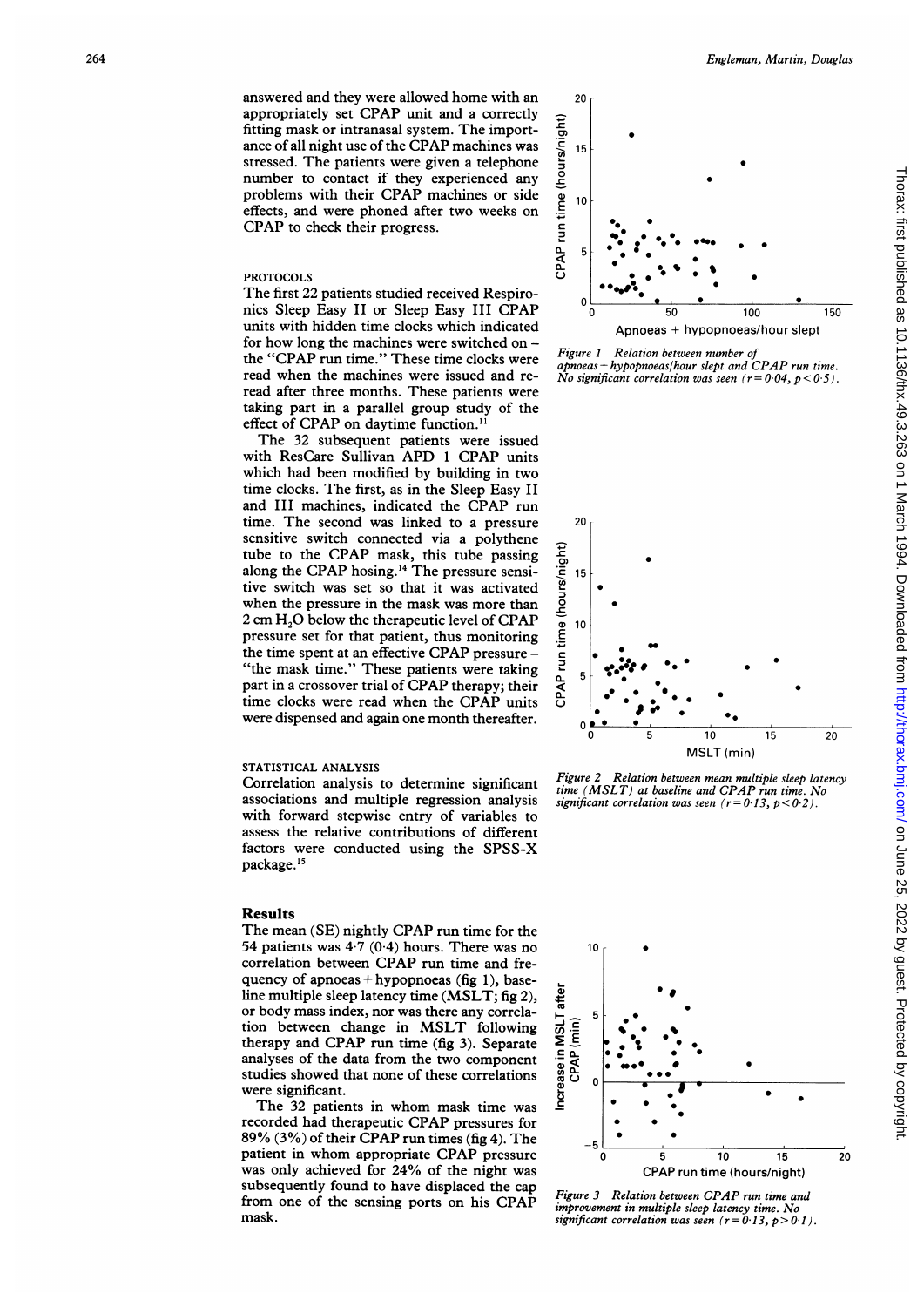answered and they were allowed home with an appropriately set CPAP unit and a correctly fitting mask or intranasal system. The importance of all night use of the CPAP machines was stressed. The patients were given a telephone number to contact if they experienced any problems with their CPAP machines or side effects, and were phoned after two weeks on CPAP to check their progress.

### PROTOCOLS

The first 22 patients studied received Respironics Sleep Easy II or Sleep Easy III CPAP units with hidden time clocks which indicated for how long the machines were switched on – the "CPAP run time." These time clocks were read when the machines were issued and reread after three months. These patients were taking part in a parallel group study of the effect of CPAP on daytime function.[11]

The 32 subsequent patients were issued with ResCare Sullivan APD 1 CPAP units which had been modified by building in two time clocks. The first, as in the Sleep Easy II and III machines, indicated the CPAP run time. The second was linked to a pressure sensitive switch connected via a polythene tube to the CPAP mask, this tube passing along the CPAP hosing.[14] The pressure sensitive switch was set so that it was activated when the pressure in the mask was more than 2 cm $H_2O$ below the therapeutic level of CPAP pressure set for that patient, thus monitoring the time spent at an effective CPAP pressure – "the mask time." These patients were taking part in a crossover trial of CPAP therapy; their time clocks were read when the CPAP units were dispensed and again one month thereafter.

### STATISTICAL ANALYSIS

Correlation analysis to determine significant associations and multiple regression analysis with forward stepwise entry of variables to assess the relative contributions of different factors were conducted using the SPSS-X package.[15]

## Results

The mean (SE) nightly CPAP run time for the 54 patients was 4·7 (0·4) hours. There was no correlation between CPAP run time and frequency of apnoeas + hypopnoeas (fig 1), baseline multiple sleep latency time (MSLT; fig 2), or body mass index, nor was there any correlation between change in MSLT following therapy and CPAP run time (fig 3). Separate analyses of the data from the two component studies showed that none of these correlations were significant.

The 32 patients in whom mask time was recorded had therapeutic CPAP pressures for 89% (3%) of their CPAP run times (fig 4). The patient in whom appropriate CPAP pressure was only achieved for 24% of the night was subsequently found to have displaced the cap from one of the sensing ports on his CPAP mask.

*Figure 1 Relation between number of apnoeas + hypopnoeas/hour slept and CPAP run time. No significant correlation was seen ($r = 0·04$, $p < 0·5$).*

*Figure 2 Relation between mean multiple sleep latency time (MSLT) at baseline and CPAP run time. No significant correlation was seen ($r = 0·13$, $p < 0·2$).*

*Figure 3 Relation between CPAP run time and improvement in multiple sleep latency time. No significant correlation was seen ($r = 0·13$, $p > 0·1$).*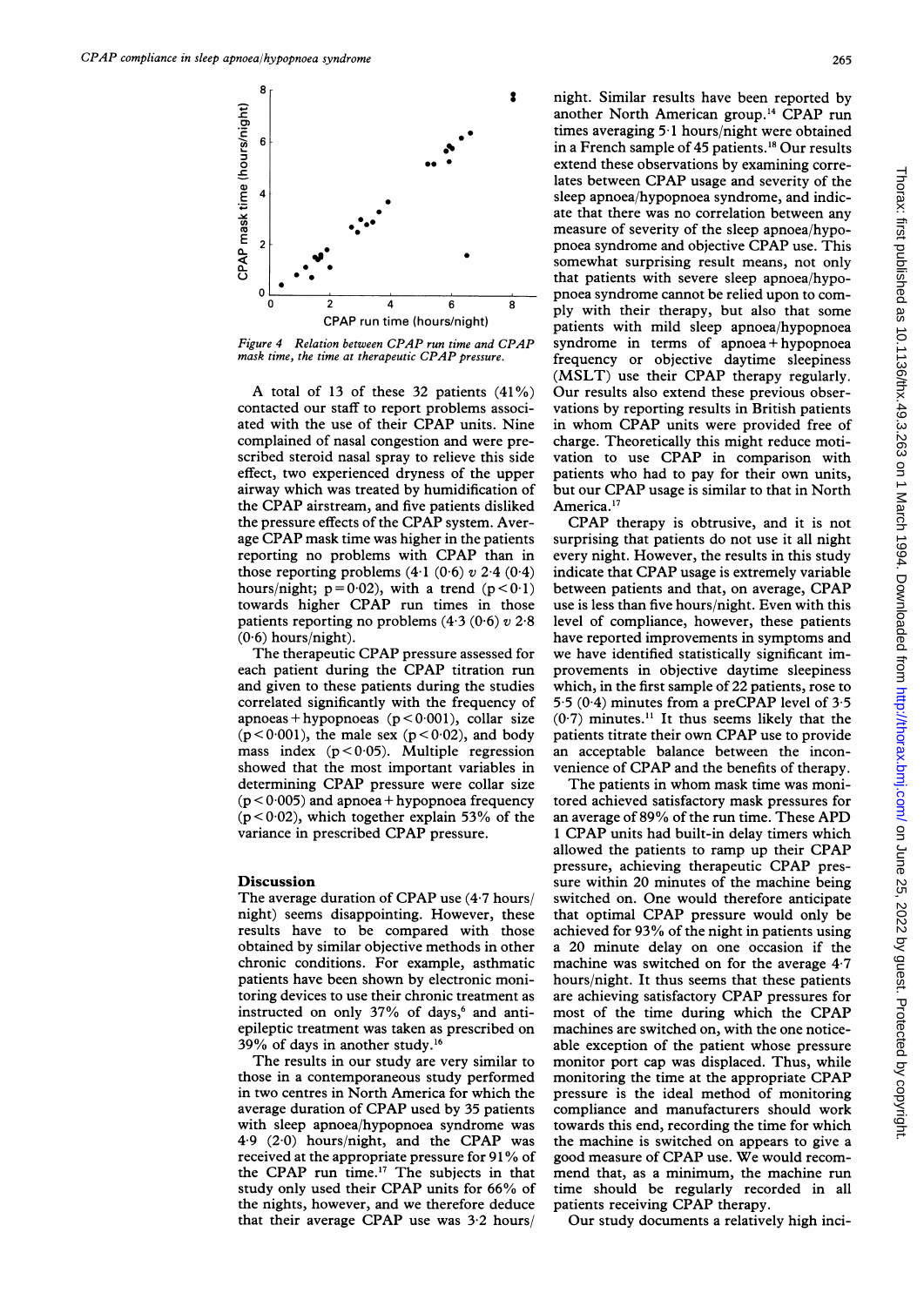*Figure 4 Relation between CPAP run time and CPAP mask time, the time at therapeutic CPAP pressure.*

A total of 13 of these 32 patients (41%) contacted our staff to report problems associated with the use of their CPAP units. Nine complained of nasal congestion and were prescribed steroid nasal spray to relieve this side effect, two experienced dryness of the upper airway which was treated by humidification of the CPAP airstream, and five patients disliked the pressure effects of the CPAP system. Average CPAP mask time was higher in the patients reporting no problems with CPAP than in those reporting problems (4·1 (0·6) v 2·4 (0·4) hours/night; $p = 0·02$), with a trend ($p < 0·1$) towards higher CPAP run times in those patients reporting no problems (4·3 (0·6) v 2·8 (0·6) hours/night).

The therapeutic CPAP pressure assessed for each patient during the CPAP titration run and given to these patients during the studies correlated significantly with the frequency of apnoeas + hypopnoeas ($p < 0·001$), collar size ($p < 0·001$), the male sex ($p < 0·02$), and body mass index ($p < 0·05$). Multiple regression showed that the most important variables in determining CPAP pressure were collar size ($p < 0·005$) and apnoea + hypopnoea frequency ($p < 0·02$), which together explain 53% of the variance in prescribed CPAP pressure.

## Discussion

The average duration of CPAP use (4·7 hours/night) seems disappointing. However, these results have to be compared with those obtained by similar objective methods in other chronic conditions. For example, asthmatic patients have been shown by electronic monitoring devices to use their chronic treatment as instructed on only 37% of days,[6] and anti-epileptic treatment was taken as prescribed on 39% of days in another study.[16]

The results in our study are very similar to those in a contemporaneous study performed in two centres in North America for which the average duration of CPAP used by 35 patients with sleep apnoea/hypopnoea syndrome was 4·9 (2·0) hours/night, and the CPAP was received at the appropriate pressure for 91% of the CPAP run time.[17] The subjects in that study only used their CPAP units for 66% of the nights, however, and we therefore deduce that their average CPAP use was 3·2 hours/night. Similar results have been reported by another North American group.[14] CPAP run times averaging 5·1 hours/night were obtained in a French sample of 45 patients.[18] Our results extend these observations by examining correlates between CPAP usage and severity of the sleep apnoea/hypopnoea syndrome, and indicate that there was no correlation between any measure of severity of the sleep apnoea/hypopnoea syndrome and objective CPAP use. This somewhat surprising result means, not only that patients with severe sleep apnoea/hypopnoea syndrome cannot be relied upon to comply with their therapy, but also that some patients with mild sleep apnoea/hypopnoea syndrome in terms of apnoea + hypopnoea frequency or objective daytime sleepiness (MSLT) use their CPAP therapy regularly. Our results also extend these previous observations by reporting results in British patients in whom CPAP units were provided free of charge. Theoretically this might reduce motivation to use CPAP in comparison with patients who had to pay for their own units, but our CPAP usage is similar to that in North America.[17]

CPAP therapy is obtrusive, and it is not surprising that patients do not use it all night every night. However, the results in this study indicate that CPAP usage is extremely variable between patients and that, on average, CPAP use is less than five hours/night. Even with this level of compliance, however, these patients have reported improvements in symptoms and we have identified statistically significant improvements in objective daytime sleepiness which, in the first sample of 22 patients, rose to 5·5 (0·4) minutes from a preCPAP level of 3·5 (0·7) minutes.[11] It thus seems likely that the patients titrate their own CPAP use to provide an acceptable balance between the inconvenience of CPAP and the benefits of therapy.

The patients in whom mask time was monitored achieved satisfactory mask pressures for an average of 89% of the run time. These APD 1 CPAP units had built-in delay timers which allowed the patients to ramp up their CPAP pressure, achieving therapeutic CPAP pressure within 20 minutes of the machine being switched on. One would therefore anticipate that optimal CPAP pressure would only be achieved for 93% of the night in patients using a 20 minute delay on one occasion if the machine was switched on for the average 4·7 hours/night. It thus seems that these patients are achieving satisfactory CPAP pressures for most of the time during which the CPAP machines are switched on, with the one noticeable exception of the patient whose pressure monitor port cap was displaced. Thus, while monitoring the time at the appropriate CPAP pressure is the ideal method of monitoring compliance and manufacturers should work towards this end, recording the time for which the machine is switched on appears to give a good measure of CPAP use. We would recommend that, as a minimum, the machine run time should be regularly recorded in all patients receiving CPAP therapy.

Our study documents a relatively high inci-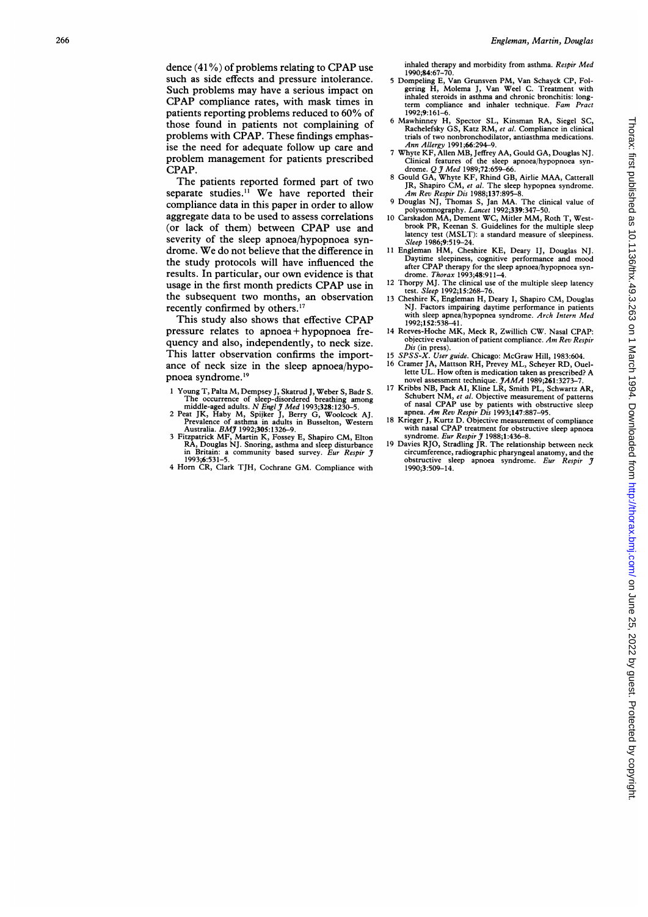dence (41%) of problems relating to CPAP use such as side effects and pressure intolerance. Such problems may have a serious impact on CPAP compliance rates, with mask times in patients reporting problems reduced to 60% of those found in patients not complaining of problems with CPAP. These findings emphasise the need for adequate follow up care and problem management for patients prescribed CPAP.

The patients reported formed part of two separate studies.[11] We have reported their compliance data in this paper in order to allow aggregate data to be used to assess correlations (or lack of them) between CPAP use and severity of the sleep apnoea/hypopnoea syndrome. We do not believe that the difference in the study protocols will have influenced the results. In particular, our own evidence is that usage in the first month predicts CPAP use in the subsequent two months, an observation recently confirmed by others.[17]

This study also shows that effective CPAP pressure relates to apnoea + hypopnoea frequency and also, independently, to neck size. This latter observation confirms the importance of neck size in the sleep apnoea/hypopnoea syndrome.[19]

1 Young T, Palta M, Dempsey J, Skatrud J, Weber S, Badr S. The occurrence of sleep-disordered breathing among middle-aged adults. *N Engl J Med* 1993;**328**:1230–5.
2 Peat JK, Haby M, Spijker J, Berry G, Woolcock AJ. Prevalence of asthma in adults in Busselton, Western Australia. *BMJ* 1992;**305**:1326–9.
3 Fitzpatrick MF, Martin K, Fossey E, Shapiro CM, Elton RA, Douglas NJ. Snoring, asthma and sleep disturbance in Britain: a community based survey. *Eur Respir J* 1993;**6**:531–5.
4 Horn CR, Clark TJH, Cochrane GM. Compliance with inhaled therapy and morbidity from asthma. *Respir Med* 1990;**84**:67–70.
5 Dompeling E, Van Grunsven PM, Van Schayck CP, Folgering H, Molema J, Van Weel C. Treatment with inhaled steroids in asthma and chronic bronchitis: long-term compliance and inhaler technique. *Fam Pract* 1992;**9**:161–6.
6 Mawhinney H, Spector SL, Kinsman RA, Siegel SC, Rachelefsky GS, Katz RM, *et al*. Compliance in clinical trials of two nonbronchodilator, antiasthma medications. *Ann Allergy* 1991;**66**:294–9.
7 Whyte KF, Allen MB, Jeffrey AA, Gould GA, Douglas NJ. Clinical features of the sleep apnoea/hypopnoea syndrome. *Q J Med* 1989;**72**:659–66.
8 Gould GA, Whyte KF, Rhind GB, Airlie MAA, Catterall JR, Shapiro CM, *et al*. The sleep hypopnea syndrome. *Am Rev Respir Dis* 1988;**137**:895–8.
9 Douglas NJ, Thomas S, Jan MA. The clinical value of polysomnography. *Lancet* 1992;**339**:347–50.
10 Carskadon MA, Dement WC, Mitler MM, Roth T, Westbrook PR, Keenan S. Guidelines for the multiple sleep latency test (MSLT): a standard measure of sleepiness. *Sleep* 1986;**9**:519–24.
11 Engleman HM, Cheshire KE, Deary IJ, Douglas NJ. Daytime sleepiness, cognitive performance and mood after CPAP therapy for the sleep apnoea/hypopnoea syndrome. *Thorax* 1993;**48**:911–4.
12 Thorpy MJ. The clinical use of the multiple sleep latency test. *Sleep* 1992;**15**:268–76.
13 Cheshire K, Engleman H, Deary I, Shapiro CM, Douglas NJ. Factors impairing daytime performance in patients with sleep apnea/hypopnea syndrome. *Arch Intern Med* 1992;**152**:538–41.
14 Reeves-Hoche MK, Meck R, Zwillich CW. Nasal CPAP: objective evaluation of patient compliance. *Am Rev Respir Dis* (in press).
15 *SPSS-X. User guide*. Chicago: McGraw Hill, 1983:604.
16 Cramer JA, Mattson RH, Prevey ML, Scheyer RD, Ouellette UL. How often is medication taken as prescribed? A novel assessment technique. *JAMA* 1989;**261**:3273–7.
17 Kribbs NB, Pack AI, Kline LR, Smith PL, Schwartz AR, Schubert NM, *et al*. Objective measurement of patterns of nasal CPAP use by patients with obstructive sleep apnea. *Am Rev Respir Dis* 1993;**147**:887–95.
18 Krieger J, Kurtz D. Objective measurement of compliance with nasal CPAP treatment for obstructive sleep apnoea syndrome. *Eur Respir J* 1988;**1**:436–8.
19 Davies RJO, Stradling JR. The relationship between neck circumference, radiographic pharyngeal anatomy, and the obstructive sleep apnoea syndrome. *Eur Respir J* 1990;**3**:509–14.